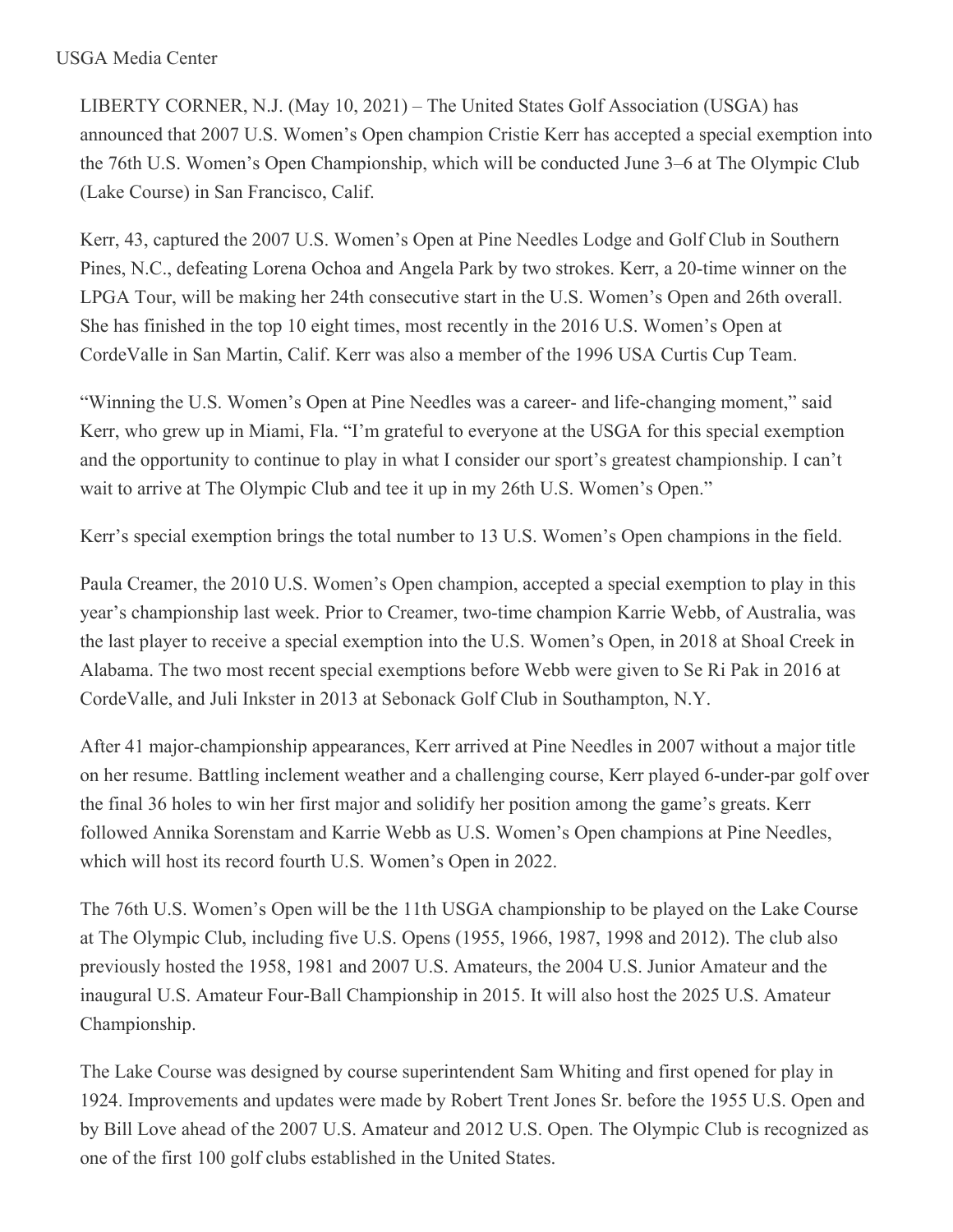USGA Media Center

LIBERTY CORNER, N.J. (May 10, 2021) – The United States Golf Association (USGA) has announced that 2007 U.S. Women's Open champion Cristie Kerr has accepted a special exemption into the 76th U.S. Women's Open Championship, which will be conducted June 3–6 at The Olympic Club (Lake Course) in San Francisco, Calif.

Kerr, 43, captured the 2007 U.S. Women's Open at Pine Needles Lodge and Golf Club in Southern Pines, N.C., defeating Lorena Ochoa and Angela Park by two strokes. Kerr, a 20-time winner on the LPGA Tour, will be making her 24th consecutive start in the U.S. Women's Open and 26th overall. She has finished in the top 10 eight times, most recently in the 2016 U.S. Women's Open at CordeValle in San Martin, Calif. Kerr was also a member of the 1996 USA Curtis Cup Team.

"Winning the U.S. Women's Open at Pine Needles was a career- and life-changing moment," said Kerr, who grew up in Miami, Fla. "I'm grateful to everyone at the USGA for this special exemption and the opportunity to continue to play in what I consider our sport's greatest championship. I can't wait to arrive at The Olympic Club and tee it up in my 26th U.S. Women's Open."

Kerr's special exemption brings the total number to 13 U.S. Women's Open champions in the field.

Paula Creamer, the 2010 U.S. Women's Open champion, accepted a special exemption to play in this year's championship last week. Prior to Creamer, two-time champion Karrie Webb, of Australia, was the last player to receive a special exemption into the U.S. Women's Open, in 2018 at Shoal Creek in Alabama. The two most recent special exemptions before Webb were given to Se Ri Pak in 2016 at CordeValle, and Juli Inkster in 2013 at Sebonack Golf Club in Southampton, N.Y.

After 41 major-championship appearances, Kerr arrived at Pine Needles in 2007 without a major title on her resume. Battling inclement weather and a challenging course, Kerr played 6-under-par golf over the final 36 holes to win her first major and solidify her position among the game's greats. Kerr followed Annika Sorenstam and Karrie Webb as U.S. Women's Open champions at Pine Needles, which will host its record fourth U.S. Women's Open in 2022.

The 76th U.S. Women's Open will be the 11th USGA championship to be played on the Lake Course at The Olympic Club, including five U.S. Opens (1955, 1966, 1987, 1998 and 2012). The club also previously hosted the 1958, 1981 and 2007 U.S. Amateurs, the 2004 U.S. Junior Amateur and the inaugural U.S. Amateur Four-Ball Championship in 2015. It will also host the 2025 U.S. Amateur Championship.

The Lake Course was designed by course superintendent Sam Whiting and first opened for play in 1924. Improvements and updates were made by Robert Trent Jones Sr. before the 1955 U.S. Open and by Bill Love ahead of the 2007 U.S. Amateur and 2012 U.S. Open. The Olympic Club is recognized as one of the first 100 golf clubs established in the United States.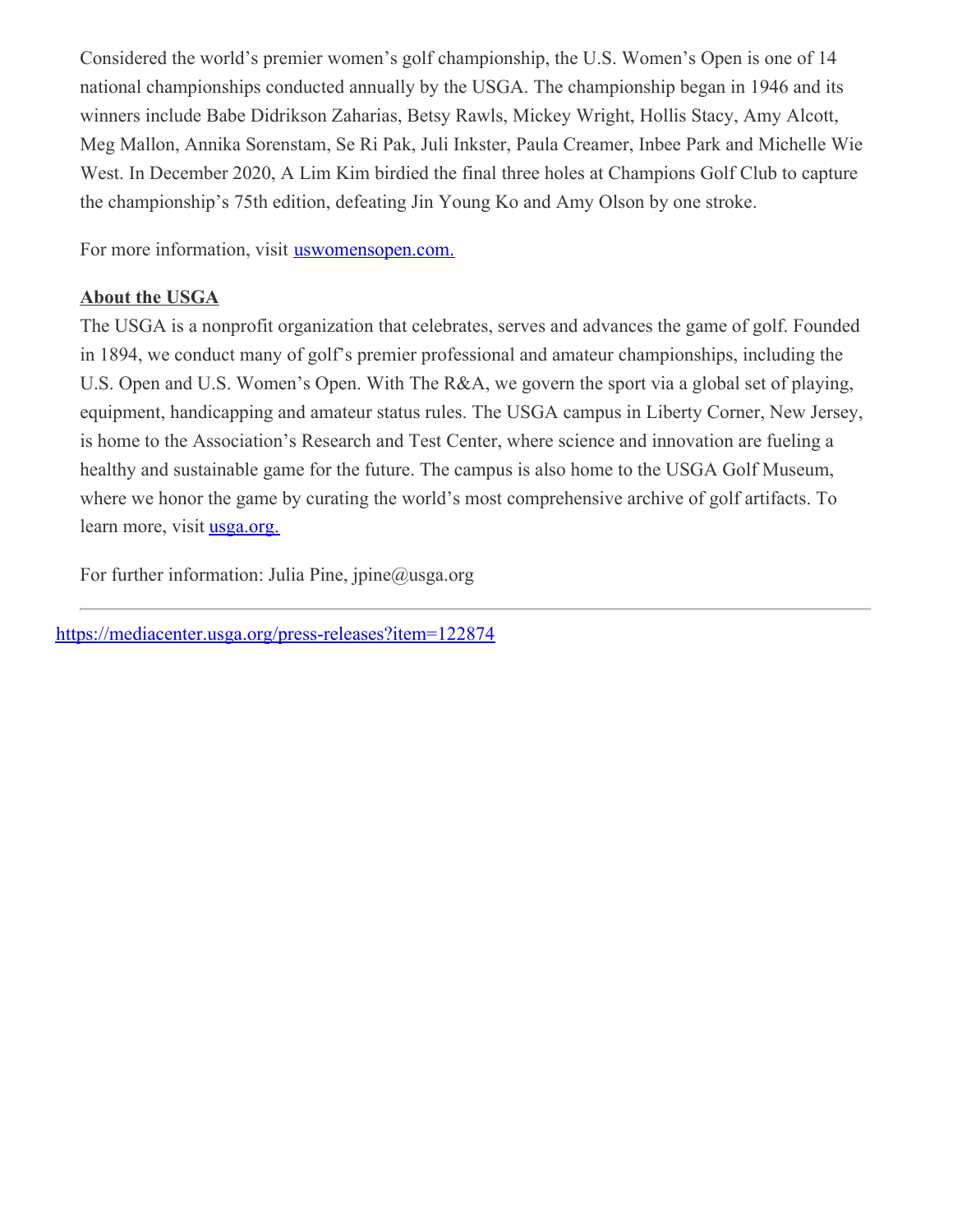Considered the world's premier women's golf championship, the U.S. Women's Open is one of 14 national championships conducted annually by the USGA. The championship began in 1946 and its winners include Babe Didrikson Zaharias, Betsy Rawls, Mickey Wright, Hollis Stacy, Amy Alcott, Meg Mallon, Annika Sorenstam, Se Ri Pak, Juli Inkster, Paula Creamer, Inbee Park and Michelle Wie West. In December 2020, A Lim Kim birdied the final three holes at Champions Golf Club to capture the championship's 75th edition, defeating Jin Young Ko and Amy Olson by one stroke.

For more information, visit [uswomensopen.com.](uswomensopen.com)

**About the USGA**

The USGA is a nonprofit organization that celebrates, serves and advances the game of golf. Founded in 1894, we conduct many of golf's premier professional and amateur championships, including the U.S. Open and U.S. Women's Open. With The R&A, we govern the sport via a global set of playing, equipment, handicapping and amateur status rules. The USGA campus in Liberty Corner, New Jersey, is home to the Association's Research and Test Center, where science and innovation are fueling a healthy and sustainable game for the future. The campus is also home to the USGA Golf Museum, where we honor the game by curating the world's most comprehensive archive of golf artifacts. To learn more, visit [usga.org.](usga.org)

For further information: Julia Pine, jpine@usga.org

---

https://mediacenter.usga.org/press-releases?item=122874